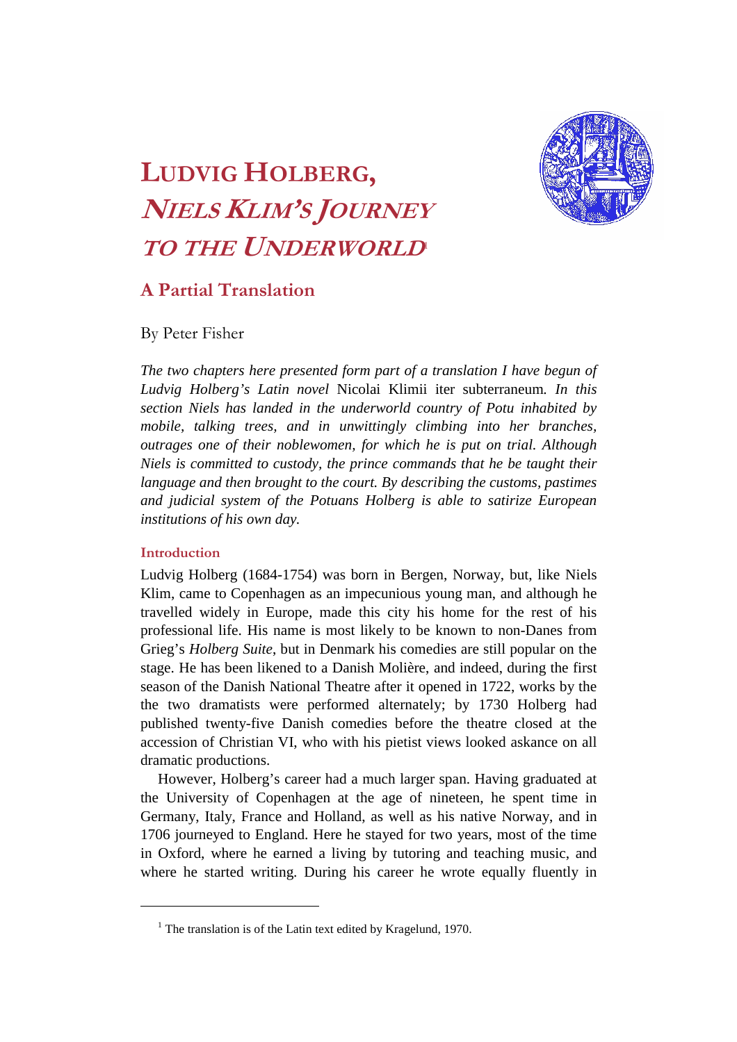# LUDVIG HOLBERG, *NIELS KLIM'S JOURNEY TO THE UNDERWORLD*[1]

## A Partial Translation

By Peter Fisher

*The two chapters here presented form part of a translation I have begun of Ludvig Holberg's Latin novel* Nicolai Klimii iter subterraneum*. In this section Niels has landed in the underworld country of Potu inhabited by mobile, talking trees, and in unwittingly climbing into her branches, outrages one of their noblewomen, for which he is put on trial. Although Niels is committed to custody, the prince commands that he be taught their language and then brought to the court. By describing the customs, pastimes and judicial system of the Potuans Holberg is able to satirize European institutions of his own day.*

### Introduction

Ludvig Holberg (1684-1754) was born in Bergen, Norway, but, like Niels Klim, came to Copenhagen as an impecunious young man, and although he travelled widely in Europe, made this city his home for the rest of his professional life. His name is most likely to be known to non-Danes from Grieg's *Holberg Suite*, but in Denmark his comedies are still popular on the stage. He has been likened to a Danish Molière, and indeed, during the first season of the Danish National Theatre after it opened in 1722, works by the the two dramatists were performed alternately; by 1730 Holberg had published twenty-five Danish comedies before the theatre closed at the accession of Christian VI, who with his pietist views looked askance on all dramatic productions.

However, Holberg's career had a much larger span. Having graduated at the University of Copenhagen at the age of nineteen, he spent time in Germany, Italy, France and Holland, as well as his native Norway, and in 1706 journeyed to England. Here he stayed for two years, most of the time in Oxford, where he earned a living by tutoring and teaching music, and where he started writing. During his career he wrote equally fluently in

[1] The translation is of the Latin text edited by Kragelund, 1970.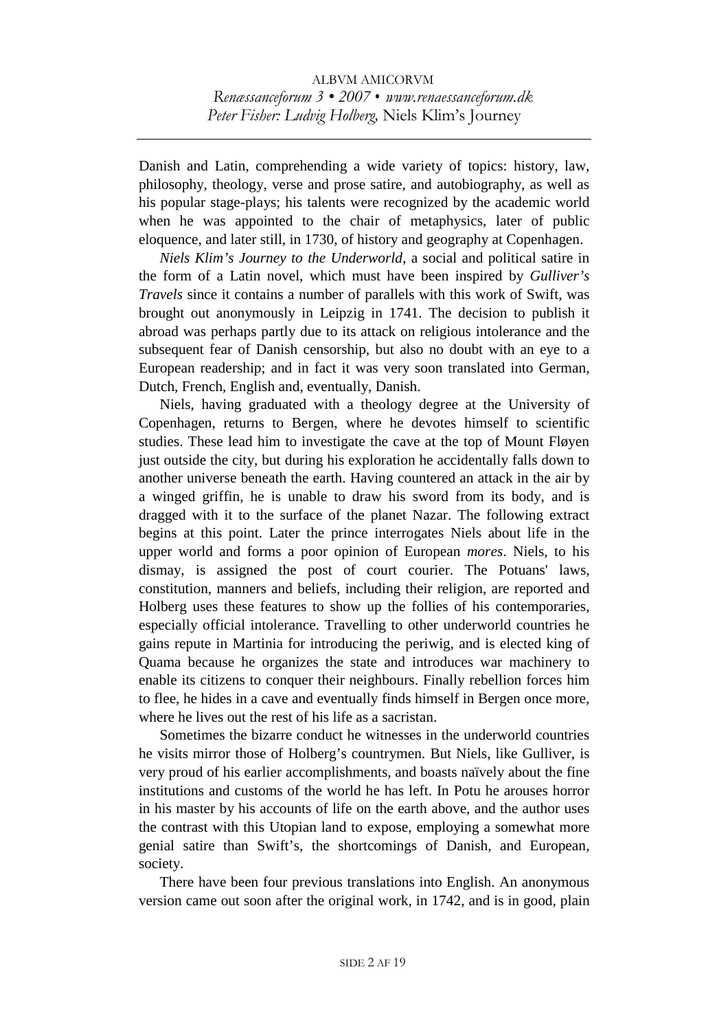Danish and Latin, comprehending a wide variety of topics: history, law, philosophy, theology, verse and prose satire, and autobiography, as well as his popular stage-plays; his talents were recognized by the academic world when he was appointed to the chair of metaphysics, later of public eloquence, and later still, in 1730, of history and geography at Copenhagen.

*Niels Klim's Journey to the Underworld*, a social and political satire in the form of a Latin novel, which must have been inspired by *Gulliver's Travels* since it contains a number of parallels with this work of Swift, was brought out anonymously in Leipzig in 1741. The decision to publish it abroad was perhaps partly due to its attack on religious intolerance and the subsequent fear of Danish censorship, but also no doubt with an eye to a European readership; and in fact it was very soon translated into German, Dutch, French, English and, eventually, Danish.

Niels, having graduated with a theology degree at the University of Copenhagen, returns to Bergen, where he devotes himself to scientific studies. These lead him to investigate the cave at the top of Mount Fløyen just outside the city, but during his exploration he accidentally falls down to another universe beneath the earth. Having countered an attack in the air by a winged griffin, he is unable to draw his sword from its body, and is dragged with it to the surface of the planet Nazar. The following extract begins at this point. Later the prince interrogates Niels about life in the upper world and forms a poor opinion of European *mores*. Niels, to his dismay, is assigned the post of court courier. The Potuans' laws, constitution, manners and beliefs, including their religion, are reported and Holberg uses these features to show up the follies of his contemporaries, especially official intolerance. Travelling to other underworld countries he gains repute in Martinia for introducing the periwig, and is elected king of Quama because he organizes the state and introduces war machinery to enable its citizens to conquer their neighbours. Finally rebellion forces him to flee, he hides in a cave and eventually finds himself in Bergen once more, where he lives out the rest of his life as a sacristan.

Sometimes the bizarre conduct he witnesses in the underworld countries he visits mirror those of Holberg's countrymen. But Niels, like Gulliver, is very proud of his earlier accomplishments, and boasts naïvely about the fine institutions and customs of the world he has left. In Potu he arouses horror in his master by his accounts of life on the earth above, and the author uses the contrast with this Utopian land to expose, employing a somewhat more genial satire than Swift's, the shortcomings of Danish, and European, society.

There have been four previous translations into English. An anonymous version came out soon after the original work, in 1742, and is in good, plain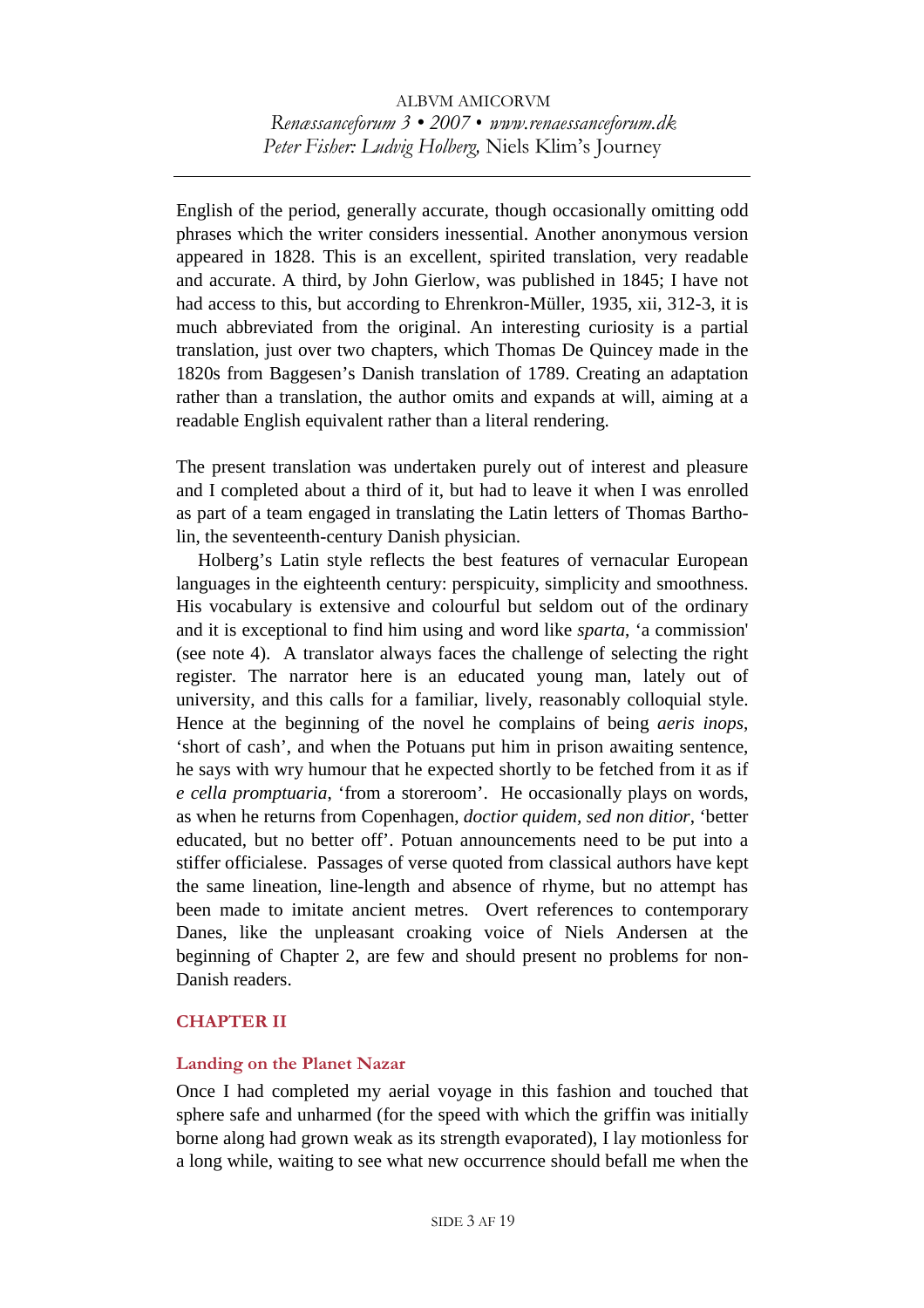English of the period, generally accurate, though occasionally omitting odd phrases which the writer considers inessential. Another anonymous version appeared in 1828. This is an excellent, spirited translation, very readable and accurate. A third, by John Gierlow, was published in 1845; I have not had access to this, but according to Ehrenkron-Müller, 1935, xii, 312-3, it is much abbreviated from the original. An interesting curiosity is a partial translation, just over two chapters, which Thomas De Quincey made in the 1820s from Baggesen's Danish translation of 1789. Creating an adaptation rather than a translation, the author omits and expands at will, aiming at a readable English equivalent rather than a literal rendering.

The present translation was undertaken purely out of interest and pleasure and I completed about a third of it, but had to leave it when I was enrolled as part of a team engaged in translating the Latin letters of Thomas Bartholin, the seventeenth-century Danish physician.

Holberg's Latin style reflects the best features of vernacular European languages in the eighteenth century: perspicuity, simplicity and smoothness. His vocabulary is extensive and colourful but seldom out of the ordinary and it is exceptional to find him using and word like *sparta*, 'a commission' (see note 4). A translator always faces the challenge of selecting the right register. The narrator here is an educated young man, lately out of university, and this calls for a familiar, lively, reasonably colloquial style. Hence at the beginning of the novel he complains of being *aeris inops*, 'short of cash', and when the Potuans put him in prison awaiting sentence, he says with wry humour that he expected shortly to be fetched from it as if *e cella promptuaria*, 'from a storeroom'. He occasionally plays on words, as when he returns from Copenhagen, *doctior quidem, sed non ditior*, 'better educated, but no better off'. Potuan announcements need to be put into a stiffer officialese. Passages of verse quoted from classical authors have kept the same lineation, line-length and absence of rhyme, but no attempt has been made to imitate ancient metres. Overt references to contemporary Danes, like the unpleasant croaking voice of Niels Andersen at the beginning of Chapter 2, are few and should present no problems for non-Danish readers.

## CHAPTER II

### Landing on the Planet Nazar

Once I had completed my aerial voyage in this fashion and touched that sphere safe and unharmed (for the speed with which the griffin was initially borne along had grown weak as its strength evaporated), I lay motionless for a long while, waiting to see what new occurrence should befall me when the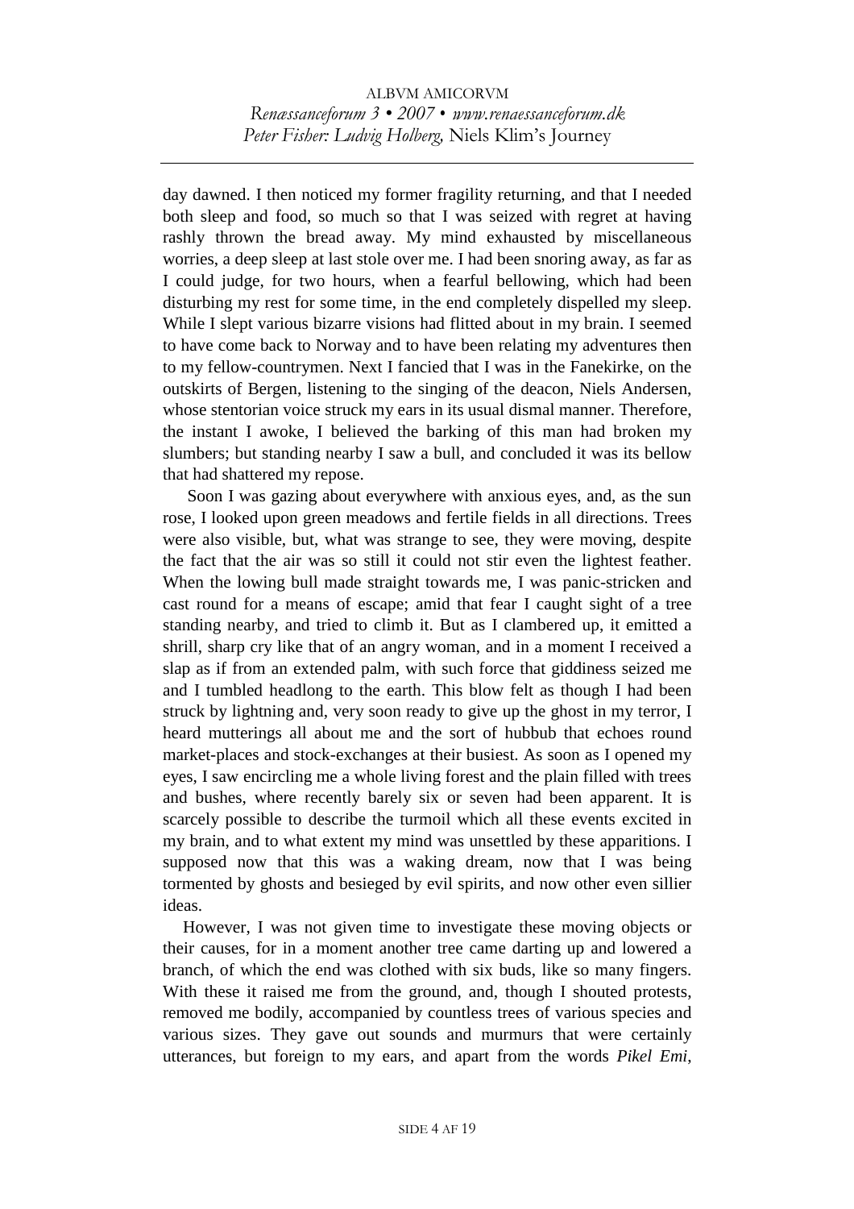day dawned. I then noticed my former fragility returning, and that I needed both sleep and food, so much so that I was seized with regret at having rashly thrown the bread away. My mind exhausted by miscellaneous worries, a deep sleep at last stole over me. I had been snoring away, as far as I could judge, for two hours, when a fearful bellowing, which had been disturbing my rest for some time, in the end completely dispelled my sleep. While I slept various bizarre visions had flitted about in my brain. I seemed to have come back to Norway and to have been relating my adventures then to my fellow-countrymen. Next I fancied that I was in the Fanekirke, on the outskirts of Bergen, listening to the singing of the deacon, Niels Andersen, whose stentorian voice struck my ears in its usual dismal manner. Therefore, the instant I awoke, I believed the barking of this man had broken my slumbers; but standing nearby I saw a bull, and concluded it was its bellow that had shattered my repose.

Soon I was gazing about everywhere with anxious eyes, and, as the sun rose, I looked upon green meadows and fertile fields in all directions. Trees were also visible, but, what was strange to see, they were moving, despite the fact that the air was so still it could not stir even the lightest feather. When the lowing bull made straight towards me, I was panic-stricken and cast round for a means of escape; amid that fear I caught sight of a tree standing nearby, and tried to climb it. But as I clambered up, it emitted a shrill, sharp cry like that of an angry woman, and in a moment I received a slap as if from an extended palm, with such force that giddiness seized me and I tumbled headlong to the earth. This blow felt as though I had been struck by lightning and, very soon ready to give up the ghost in my terror, I heard mutterings all about me and the sort of hubbub that echoes round market-places and stock-exchanges at their busiest. As soon as I opened my eyes, I saw encircling me a whole living forest and the plain filled with trees and bushes, where recently barely six or seven had been apparent. It is scarcely possible to describe the turmoil which all these events excited in my brain, and to what extent my mind was unsettled by these apparitions. I supposed now that this was a waking dream, now that I was being tormented by ghosts and besieged by evil spirits, and now other even sillier ideas.

However, I was not given time to investigate these moving objects or their causes, for in a moment another tree came darting up and lowered a branch, of which the end was clothed with six buds, like so many fingers. With these it raised me from the ground, and, though I shouted protests, removed me bodily, accompanied by countless trees of various species and various sizes. They gave out sounds and murmurs that were certainly utterances, but foreign to my ears, and apart from the words *Pikel Emi*,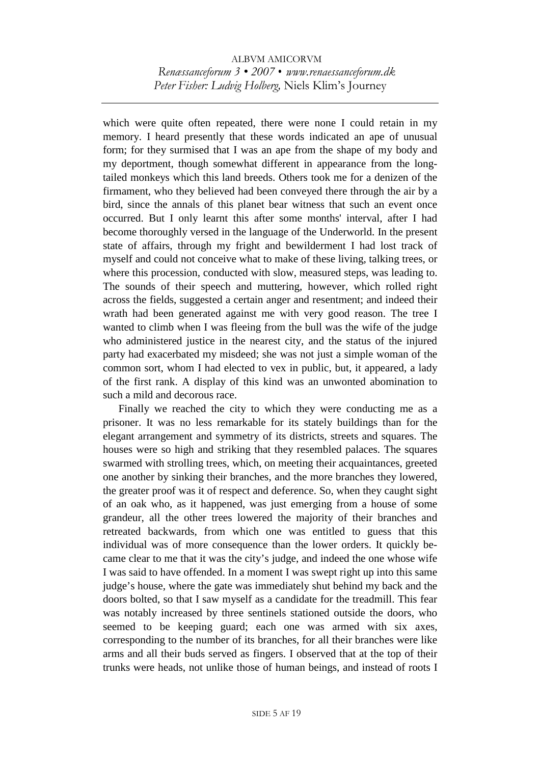which were quite often repeated, there were none I could retain in my memory. I heard presently that these words indicated an ape of unusual form; for they surmised that I was an ape from the shape of my body and my deportment, though somewhat different in appearance from the long-tailed monkeys which this land breeds. Others took me for a denizen of the firmament, who they believed had been conveyed there through the air by a bird, since the annals of this planet bear witness that such an event once occurred. But I only learnt this after some months' interval, after I had become thoroughly versed in the language of the Underworld. In the present state of affairs, through my fright and bewilderment I had lost track of myself and could not conceive what to make of these living, talking trees, or where this procession, conducted with slow, measured steps, was leading to. The sounds of their speech and muttering, however, which rolled right across the fields, suggested a certain anger and resentment; and indeed their wrath had been generated against me with very good reason. The tree I wanted to climb when I was fleeing from the bull was the wife of the judge who administered justice in the nearest city, and the status of the injured party had exacerbated my misdeed; she was not just a simple woman of the common sort, whom I had elected to vex in public, but, it appeared, a lady of the first rank. A display of this kind was an unwonted abomination to such a mild and decorous race.

Finally we reached the city to which they were conducting me as a prisoner. It was no less remarkable for its stately buildings than for the elegant arrangement and symmetry of its districts, streets and squares. The houses were so high and striking that they resembled palaces. The squares swarmed with strolling trees, which, on meeting their acquaintances, greeted one another by sinking their branches, and the more branches they lowered, the greater proof was it of respect and deference. So, when they caught sight of an oak who, as it happened, was just emerging from a house of some grandeur, all the other trees lowered the majority of their branches and retreated backwards, from which one was entitled to guess that this individual was of more consequence than the lower orders. It quickly became clear to me that it was the city's judge, and indeed the one whose wife I was said to have offended. In a moment I was swept right up into this same judge's house, where the gate was immediately shut behind my back and the doors bolted, so that I saw myself as a candidate for the treadmill. This fear was notably increased by three sentinels stationed outside the doors, who seemed to be keeping guard; each one was armed with six axes, corresponding to the number of its branches, for all their branches were like arms and all their buds served as fingers. I observed that at the top of their trunks were heads, not unlike those of human beings, and instead of roots I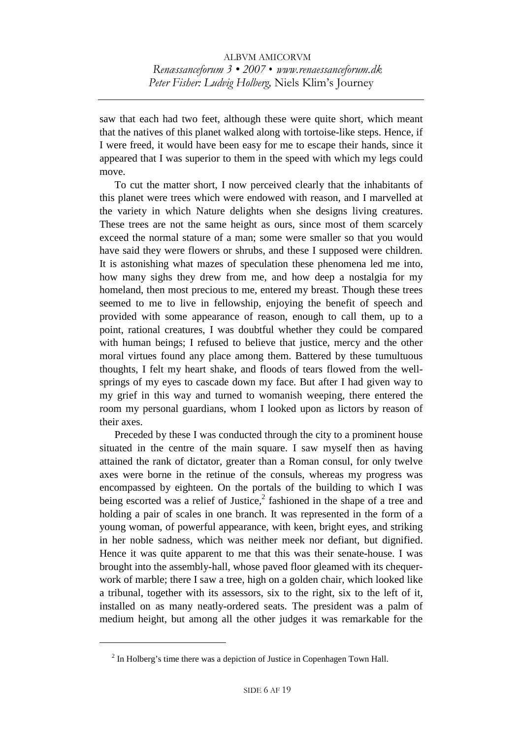saw that each had two feet, although these were quite short, which meant that the natives of this planet walked along with tortoise-like steps. Hence, if I were freed, it would have been easy for me to escape their hands, since it appeared that I was superior to them in the speed with which my legs could move.

To cut the matter short, I now perceived clearly that the inhabitants of this planet were trees which were endowed with reason, and I marvelled at the variety in which Nature delights when she designs living creatures. These trees are not the same height as ours, since most of them scarcely exceed the normal stature of a man; some were smaller so that you would have said they were flowers or shrubs, and these I supposed were children. It is astonishing what mazes of speculation these phenomena led me into, how many sighs they drew from me, and how deep a nostalgia for my homeland, then most precious to me, entered my breast. Though these trees seemed to me to live in fellowship, enjoying the benefit of speech and provided with some appearance of reason, enough to call them, up to a point, rational creatures, I was doubtful whether they could be compared with human beings; I refused to believe that justice, mercy and the other moral virtues found any place among them. Battered by these tumultuous thoughts, I felt my heart shake, and floods of tears flowed from the well-springs of my eyes to cascade down my face. But after I had given way to my grief in this way and turned to womanish weeping, there entered the room my personal guardians, whom I looked upon as lictors by reason of their axes.

Preceded by these I was conducted through the city to a prominent house situated in the centre of the main square. I saw myself then as having attained the rank of dictator, greater than a Roman consul, for only twelve axes were borne in the retinue of the consuls, whereas my progress was encompassed by eighteen. On the portals of the building to which I was being escorted was a relief of Justice,[2] fashioned in the shape of a tree and holding a pair of scales in one branch. It was represented in the form of a young woman, of powerful appearance, with keen, bright eyes, and striking in her noble sadness, which was neither meek nor defiant, but dignified. Hence it was quite apparent to me that this was their senate-house. I was brought into the assembly-hall, whose paved floor gleamed with its chequer-work of marble; there I saw a tree, high on a golden chair, which looked like a tribunal, together with its assessors, six to the right, six to the left of it, installed on as many neatly-ordered seats. The president was a palm of medium height, but among all the other judges it was remarkable for the

---

[2] In Holberg's time there was a depiction of Justice in Copenhagen Town Hall.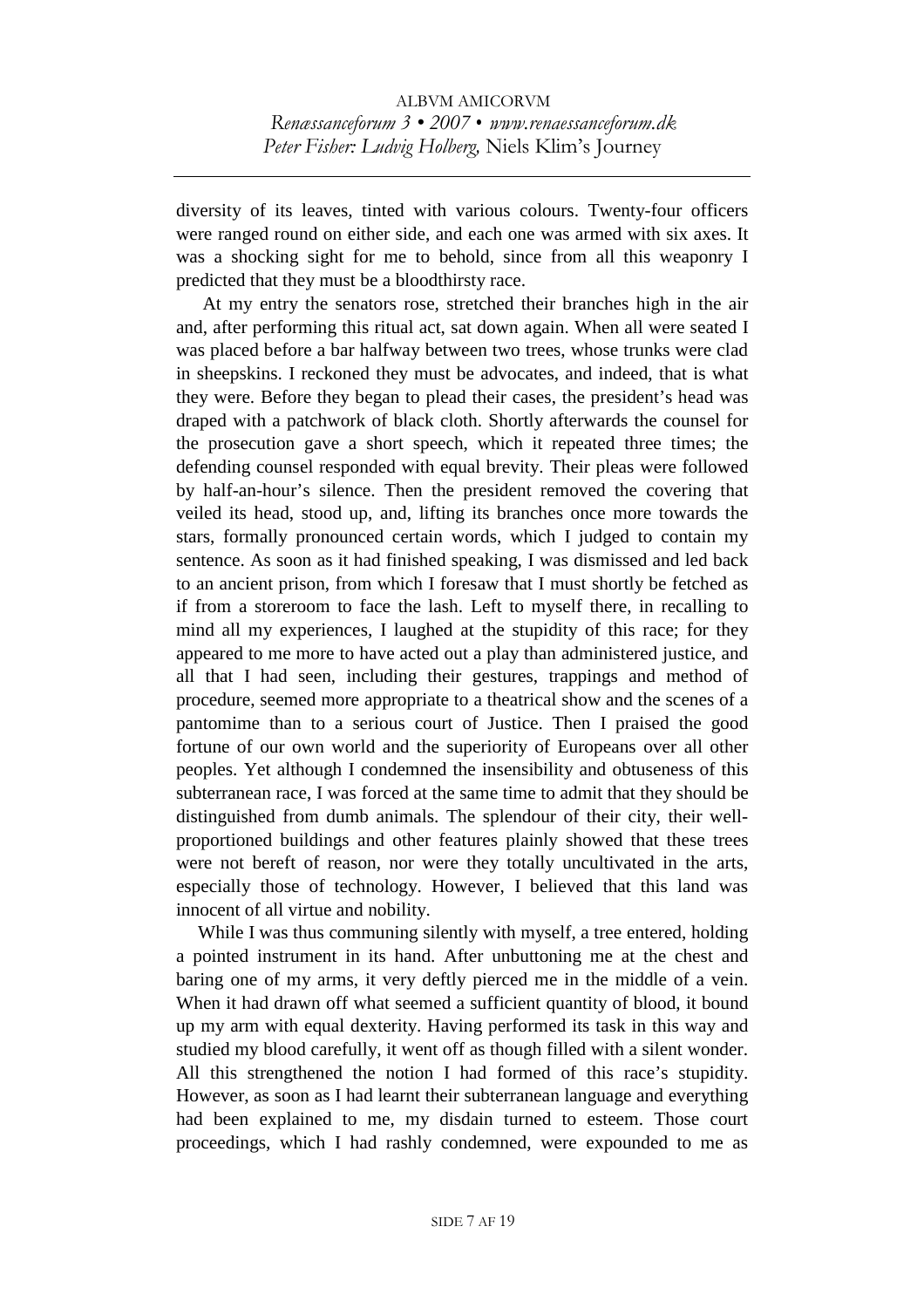diversity of its leaves, tinted with various colours. Twenty-four officers were ranged round on either side, and each one was armed with six axes. It was a shocking sight for me to behold, since from all this weaponry I predicted that they must be a bloodthirsty race.

At my entry the senators rose, stretched their branches high in the air and, after performing this ritual act, sat down again. When all were seated I was placed before a bar halfway between two trees, whose trunks were clad in sheepskins. I reckoned they must be advocates, and indeed, that is what they were. Before they began to plead their cases, the president's head was draped with a patchwork of black cloth. Shortly afterwards the counsel for the prosecution gave a short speech, which it repeated three times; the defending counsel responded with equal brevity. Their pleas were followed by half-an-hour's silence. Then the president removed the covering that veiled its head, stood up, and, lifting its branches once more towards the stars, formally pronounced certain words, which I judged to contain my sentence. As soon as it had finished speaking, I was dismissed and led back to an ancient prison, from which I foresaw that I must shortly be fetched as if from a storeroom to face the lash. Left to myself there, in recalling to mind all my experiences, I laughed at the stupidity of this race; for they appeared to me more to have acted out a play than administered justice, and all that I had seen, including their gestures, trappings and method of procedure, seemed more appropriate to a theatrical show and the scenes of a pantomime than to a serious court of Justice. Then I praised the good fortune of our own world and the superiority of Europeans over all other peoples. Yet although I condemned the insensibility and obtuseness of this subterranean race, I was forced at the same time to admit that they should be distinguished from dumb animals. The splendour of their city, their well-proportioned buildings and other features plainly showed that these trees were not bereft of reason, nor were they totally uncultivated in the arts, especially those of technology. However, I believed that this land was innocent of all virtue and nobility.

While I was thus communing silently with myself, a tree entered, holding a pointed instrument in its hand. After unbuttoning me at the chest and baring one of my arms, it very deftly pierced me in the middle of a vein. When it had drawn off what seemed a sufficient quantity of blood, it bound up my arm with equal dexterity. Having performed its task in this way and studied my blood carefully, it went off as though filled with a silent wonder. All this strengthened the notion I had formed of this race's stupidity. However, as soon as I had learnt their subterranean language and everything had been explained to me, my disdain turned to esteem. Those court proceedings, which I had rashly condemned, were expounded to me as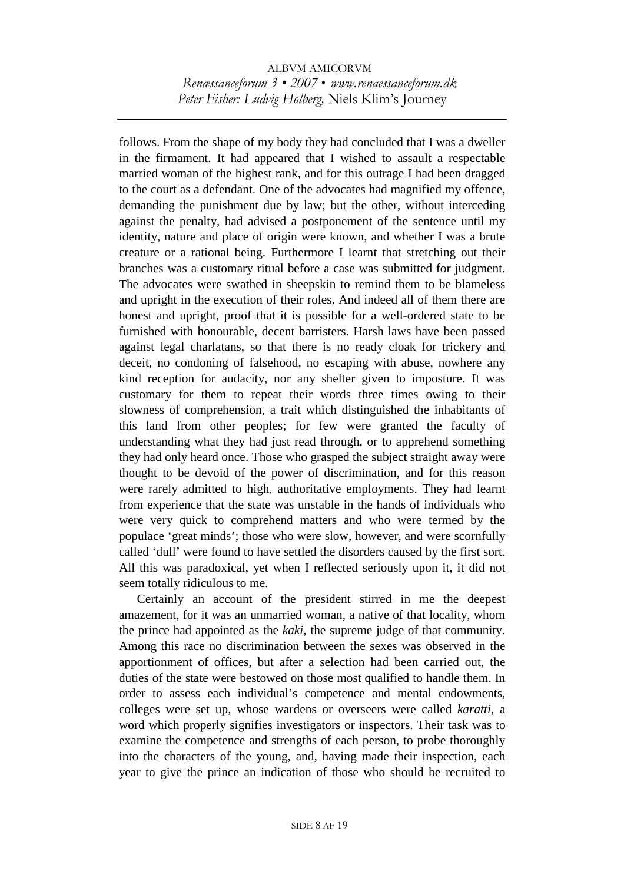follows. From the shape of my body they had concluded that I was a dweller in the firmament. It had appeared that I wished to assault a respectable married woman of the highest rank, and for this outrage I had been dragged to the court as a defendant. One of the advocates had magnified my offence, demanding the punishment due by law; but the other, without interceding against the penalty, had advised a postponement of the sentence until my identity, nature and place of origin were known, and whether I was a brute creature or a rational being. Furthermore I learnt that stretching out their branches was a customary ritual before a case was submitted for judgment. The advocates were swathed in sheepskin to remind them to be blameless and upright in the execution of their roles. And indeed all of them there are honest and upright, proof that it is possible for a well-ordered state to be furnished with honourable, decent barristers. Harsh laws have been passed against legal charlatans, so that there is no ready cloak for trickery and deceit, no condoning of falsehood, no escaping with abuse, nowhere any kind reception for audacity, nor any shelter given to imposture. It was customary for them to repeat their words three times owing to their slowness of comprehension, a trait which distinguished the inhabitants of this land from other peoples; for few were granted the faculty of understanding what they had just read through, or to apprehend something they had only heard once. Those who grasped the subject straight away were thought to be devoid of the power of discrimination, and for this reason were rarely admitted to high, authoritative employments. They had learnt from experience that the state was unstable in the hands of individuals who were very quick to comprehend matters and who were termed by the populace 'great minds'; those who were slow, however, and were scornfully called 'dull' were found to have settled the disorders caused by the first sort. All this was paradoxical, yet when I reflected seriously upon it, it did not seem totally ridiculous to me.

Certainly an account of the president stirred in me the deepest amazement, for it was an unmarried woman, a native of that locality, whom the prince had appointed as the *kaki*, the supreme judge of that community. Among this race no discrimination between the sexes was observed in the apportionment of offices, but after a selection had been carried out, the duties of the state were bestowed on those most qualified to handle them. In order to assess each individual's competence and mental endowments, colleges were set up, whose wardens or overseers were called *karatti*, a word which properly signifies investigators or inspectors. Their task was to examine the competence and strengths of each person, to probe thoroughly into the characters of the young, and, having made their inspection, each year to give the prince an indication of those who should be recruited to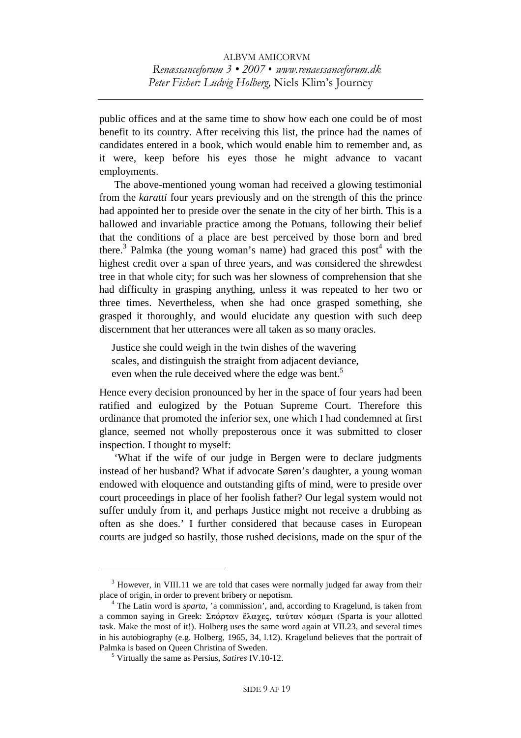public offices and at the same time to show how each one could be of most benefit to its country. After receiving this list, the prince had the names of candidates entered in a book, which would enable him to remember and, as it were, keep before his eyes those he might advance to vacant employments.

The above-mentioned young woman had received a glowing testimonial from the *karatti* four years previously and on the strength of this the prince had appointed her to preside over the senate in the city of her birth. This is a hallowed and invariable practice among the Potuans, following their belief that the conditions of a place are best perceived by those born and bred there.[3] Palmka (the young woman's name) had graced this post[4] with the highest credit over a span of three years, and was considered the shrewdest tree in that whole city; for such was her slowness of comprehension that she had difficulty in grasping anything, unless it was repeated to her two or three times. Nevertheless, when she had once grasped something, she grasped it thoroughly, and would elucidate any question with such deep discernment that her utterances were all taken as so many oracles.

> Justice she could weigh in the twin dishes of the wavering
> scales, and distinguish the straight from adjacent deviance,
> even when the rule deceived where the edge was bent.[5]

Hence every decision pronounced by her in the space of four years had been ratified and eulogized by the Potuan Supreme Court. Therefore this ordinance that promoted the inferior sex, one which I had condemned at first glance, seemed not wholly preposterous once it was submitted to closer inspection. I thought to myself:

'What if the wife of our judge in Bergen were to declare judgments instead of her husband? What if advocate Søren's daughter, a young woman endowed with eloquence and outstanding gifts of mind, were to preside over court proceedings in place of her foolish father? Our legal system would not suffer unduly from it, and perhaps Justice might not receive a drubbing as often as she does.' I further considered that because cases in European courts are judged so hastily, those rushed decisions, made on the spur of the

---

[3] However, in VIII.11 we are told that cases were normally judged far away from their place of origin, in order to prevent bribery or nepotism.

[4] The Latin word is *sparta*, 'a commission', and, according to Kragelund, is taken from a common saying in Greek: Σπάρταν ἔλαχες, ταύταν κόσμει (Sparta is your allotted task. Make the most of it!). Holberg uses the same word again at VII.23, and several times in his autobiography (e.g. Holberg, 1965, 34, l.12). Kragelund believes that the portrait of Palmka is based on Queen Christina of Sweden.

[5] Virtually the same as Persius, *Satires* IV.10-12.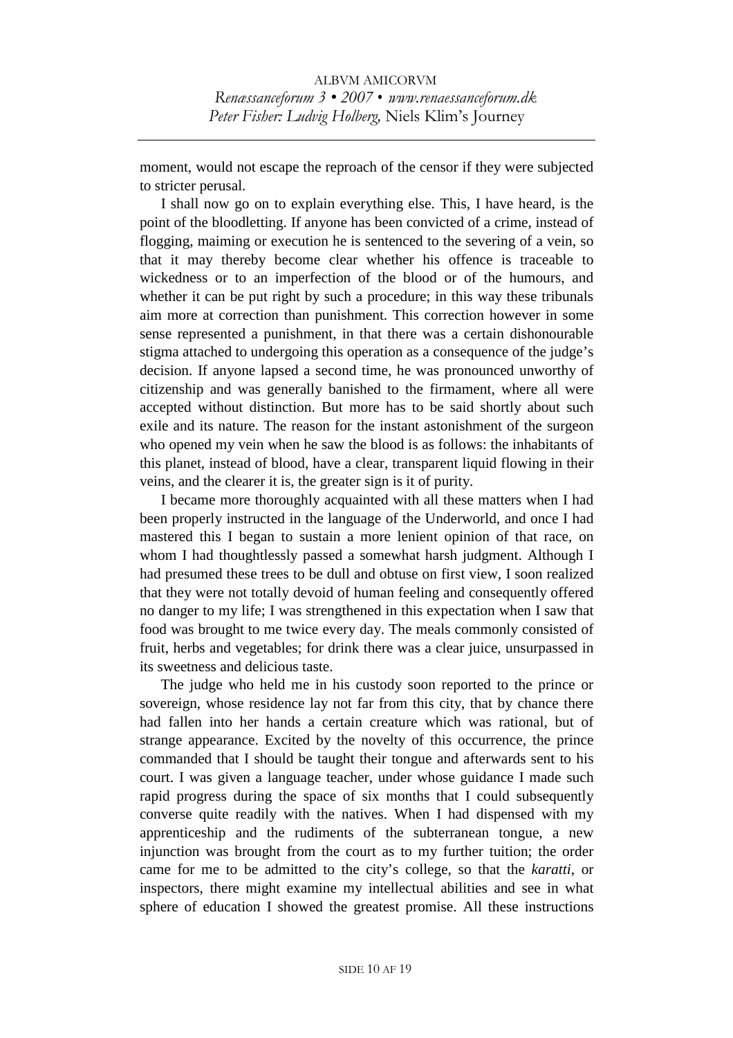moment, would not escape the reproach of the censor if they were subjected to stricter perusal.

I shall now go on to explain everything else. This, I have heard, is the point of the bloodletting. If anyone has been convicted of a crime, instead of flogging, maiming or execution he is sentenced to the severing of a vein, so that it may thereby become clear whether his offence is traceable to wickedness or to an imperfection of the blood or of the humours, and whether it can be put right by such a procedure; in this way these tribunals aim more at correction than punishment. This correction however in some sense represented a punishment, in that there was a certain dishonourable stigma attached to undergoing this operation as a consequence of the judge's decision. If anyone lapsed a second time, he was pronounced unworthy of citizenship and was generally banished to the firmament, where all were accepted without distinction. But more has to be said shortly about such exile and its nature. The reason for the instant astonishment of the surgeon who opened my vein when he saw the blood is as follows: the inhabitants of this planet, instead of blood, have a clear, transparent liquid flowing in their veins, and the clearer it is, the greater sign is it of purity.

I became more thoroughly acquainted with all these matters when I had been properly instructed in the language of the Underworld, and once I had mastered this I began to sustain a more lenient opinion of that race, on whom I had thoughtlessly passed a somewhat harsh judgment. Although I had presumed these trees to be dull and obtuse on first view, I soon realized that they were not totally devoid of human feeling and consequently offered no danger to my life; I was strengthened in this expectation when I saw that food was brought to me twice every day. The meals commonly consisted of fruit, herbs and vegetables; for drink there was a clear juice, unsurpassed in its sweetness and delicious taste.

The judge who held me in his custody soon reported to the prince or sovereign, whose residence lay not far from this city, that by chance there had fallen into her hands a certain creature which was rational, but of strange appearance. Excited by the novelty of this occurrence, the prince commanded that I should be taught their tongue and afterwards sent to his court. I was given a language teacher, under whose guidance I made such rapid progress during the space of six months that I could subsequently converse quite readily with the natives. When I had dispensed with my apprenticeship and the rudiments of the subterranean tongue, a new injunction was brought from the court as to my further tuition; the order came for me to be admitted to the city's college, so that the *karatti*, or inspectors, there might examine my intellectual abilities and see in what sphere of education I showed the greatest promise. All these instructions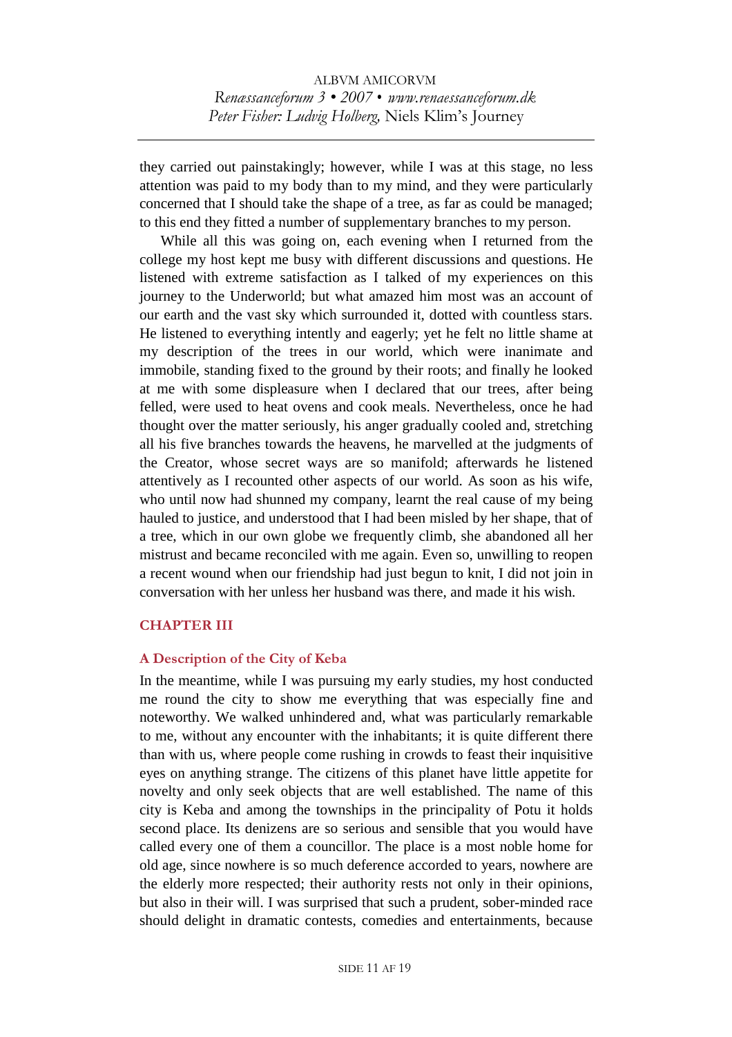they carried out painstakingly; however, while I was at this stage, no less attention was paid to my body than to my mind, and they were particularly concerned that I should take the shape of a tree, as far as could be managed; to this end they fitted a number of supplementary branches to my person.

While all this was going on, each evening when I returned from the college my host kept me busy with different discussions and questions. He listened with extreme satisfaction as I talked of my experiences on this journey to the Underworld; but what amazed him most was an account of our earth and the vast sky which surrounded it, dotted with countless stars. He listened to everything intently and eagerly; yet he felt no little shame at my description of the trees in our world, which were inanimate and immobile, standing fixed to the ground by their roots; and finally he looked at me with some displeasure when I declared that our trees, after being felled, were used to heat ovens and cook meals. Nevertheless, once he had thought over the matter seriously, his anger gradually cooled and, stretching all his five branches towards the heavens, he marvelled at the judgments of the Creator, whose secret ways are so manifold; afterwards he listened attentively as I recounted other aspects of our world. As soon as his wife, who until now had shunned my company, learnt the real cause of my being hauled to justice, and understood that I had been misled by her shape, that of a tree, which in our own globe we frequently climb, she abandoned all her mistrust and became reconciled with me again. Even so, unwilling to reopen a recent wound when our friendship had just begun to knit, I did not join in conversation with her unless her husband was there, and made it his wish.

## CHAPTER III

### A Description of the City of Keba

In the meantime, while I was pursuing my early studies, my host conducted me round the city to show me everything that was especially fine and noteworthy. We walked unhindered and, what was particularly remarkable to me, without any encounter with the inhabitants; it is quite different there than with us, where people come rushing in crowds to feast their inquisitive eyes on anything strange. The citizens of this planet have little appetite for novelty and only seek objects that are well established. The name of this city is Keba and among the townships in the principality of Potu it holds second place. Its denizens are so serious and sensible that you would have called every one of them a councillor. The place is a most noble home for old age, since nowhere is so much deference accorded to years, nowhere are the elderly more respected; their authority rests not only in their opinions, but also in their will. I was surprised that such a prudent, sober-minded race should delight in dramatic contests, comedies and entertainments, because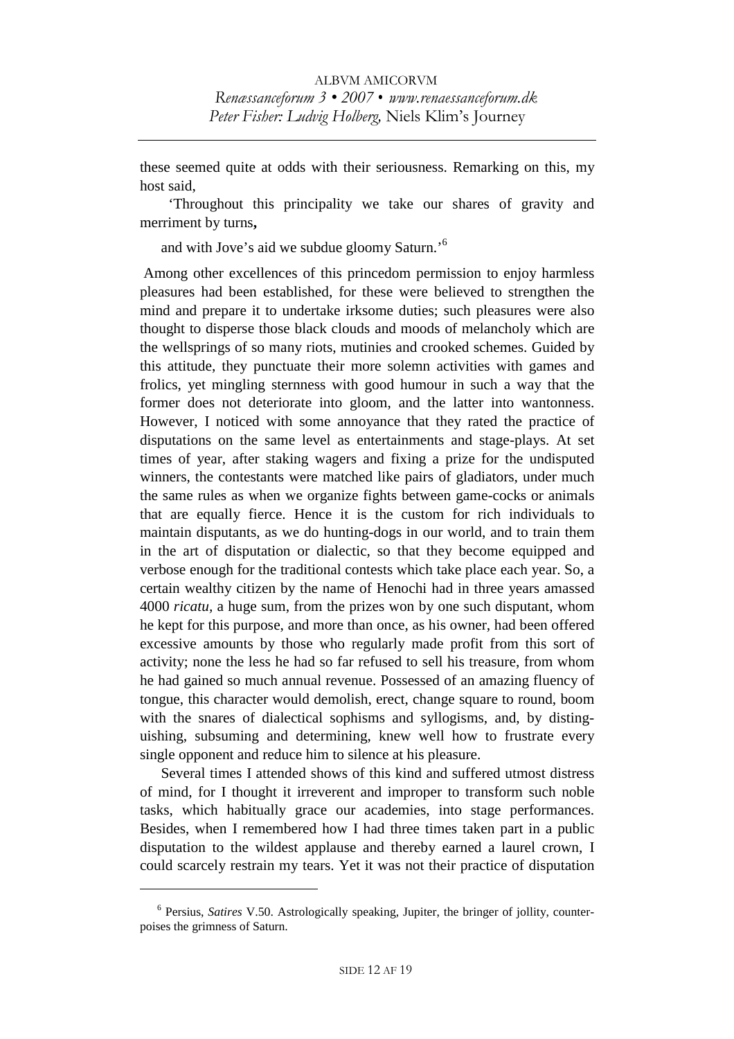these seemed quite at odds with their seriousness. Remarking on this, my host said,

'Throughout this principality we take our shares of gravity and merriment by turns**,**

and with Jove's aid we subdue gloomy Saturn.'[6]

Among other excellences of this princedom permission to enjoy harmless pleasures had been established, for these were believed to strengthen the mind and prepare it to undertake irksome duties; such pleasures were also thought to disperse those black clouds and moods of melancholy which are the wellsprings of so many riots, mutinies and crooked schemes. Guided by this attitude, they punctuate their more solemn activities with games and frolics, yet mingling sternness with good humour in such a way that the former does not deteriorate into gloom, and the latter into wantonness. However, I noticed with some annoyance that they rated the practice of disputations on the same level as entertainments and stage-plays. At set times of year, after staking wagers and fixing a prize for the undisputed winners, the contestants were matched like pairs of gladiators, under much the same rules as when we organize fights between game-cocks or animals that are equally fierce. Hence it is the custom for rich individuals to maintain disputants, as we do hunting-dogs in our world, and to train them in the art of disputation or dialectic, so that they become equipped and verbose enough for the traditional contests which take place each year. So, a certain wealthy citizen by the name of Henochi had in three years amassed 4000 *ricatu*, a huge sum, from the prizes won by one such disputant, whom he kept for this purpose, and more than once, as his owner, had been offered excessive amounts by those who regularly made profit from this sort of activity; none the less he had so far refused to sell his treasure, from whom he had gained so much annual revenue. Possessed of an amazing fluency of tongue, this character would demolish, erect, change square to round, boom with the snares of dialectical sophisms and syllogisms, and, by distinguishing, subsuming and determining, knew well how to frustrate every single opponent and reduce him to silence at his pleasure.

Several times I attended shows of this kind and suffered utmost distress of mind, for I thought it irreverent and improper to transform such noble tasks, which habitually grace our academies, into stage performances. Besides, when I remembered how I had three times taken part in a public disputation to the wildest applause and thereby earned a laurel crown, I could scarcely restrain my tears. Yet it was not their practice of disputation

---

[6] Persius, *Satires* V.50. Astrologically speaking, Jupiter, the bringer of jollity, counterpoises the grimness of Saturn.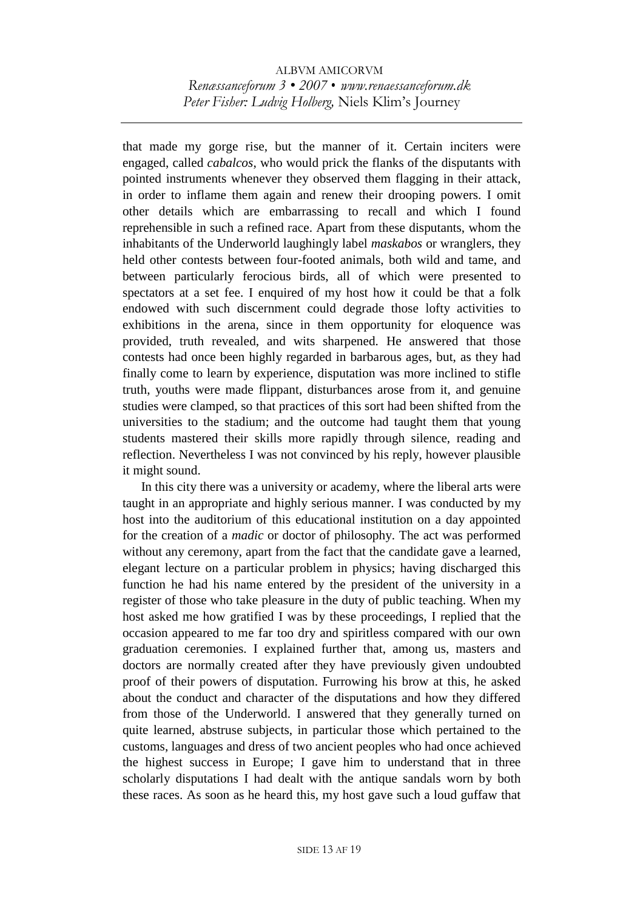that made my gorge rise, but the manner of it. Certain inciters were engaged, called *cabalcos*, who would prick the flanks of the disputants with pointed instruments whenever they observed them flagging in their attack, in order to inflame them again and renew their drooping powers. I omit other details which are embarrassing to recall and which I found reprehensible in such a refined race. Apart from these disputants, whom the inhabitants of the Underworld laughingly label *maskabos* or wranglers, they held other contests between four-footed animals, both wild and tame, and between particularly ferocious birds, all of which were presented to spectators at a set fee. I enquired of my host how it could be that a folk endowed with such discernment could degrade those lofty activities to exhibitions in the arena, since in them opportunity for eloquence was provided, truth revealed, and wits sharpened. He answered that those contests had once been highly regarded in barbarous ages, but, as they had finally come to learn by experience, disputation was more inclined to stifle truth, youths were made flippant, disturbances arose from it, and genuine studies were clamped, so that practices of this sort had been shifted from the universities to the stadium; and the outcome had taught them that young students mastered their skills more rapidly through silence, reading and reflection. Nevertheless I was not convinced by his reply, however plausible it might sound.

In this city there was a university or academy, where the liberal arts were taught in an appropriate and highly serious manner. I was conducted by my host into the auditorium of this educational institution on a day appointed for the creation of a *madic* or doctor of philosophy. The act was performed without any ceremony, apart from the fact that the candidate gave a learned, elegant lecture on a particular problem in physics; having discharged this function he had his name entered by the president of the university in a register of those who take pleasure in the duty of public teaching. When my host asked me how gratified I was by these proceedings, I replied that the occasion appeared to me far too dry and spiritless compared with our own graduation ceremonies. I explained further that, among us, masters and doctors are normally created after they have previously given undoubted proof of their powers of disputation. Furrowing his brow at this, he asked about the conduct and character of the disputations and how they differed from those of the Underworld. I answered that they generally turned on quite learned, abstruse subjects, in particular those which pertained to the customs, languages and dress of two ancient peoples who had once achieved the highest success in Europe; I gave him to understand that in three scholarly disputations I had dealt with the antique sandals worn by both these races. As soon as he heard this, my host gave such a loud guffaw that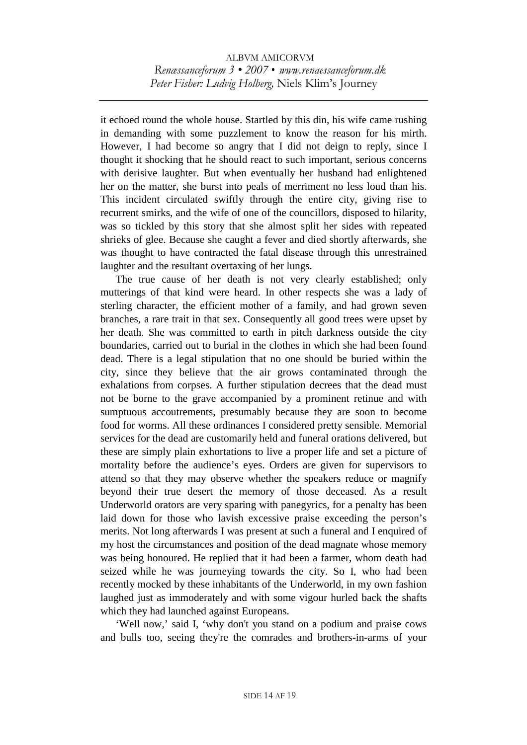it echoed round the whole house. Startled by this din, his wife came rushing in demanding with some puzzlement to know the reason for his mirth. However, I had become so angry that I did not deign to reply, since I thought it shocking that he should react to such important, serious concerns with derisive laughter. But when eventually her husband had enlightened her on the matter, she burst into peals of merriment no less loud than his. This incident circulated swiftly through the entire city, giving rise to recurrent smirks, and the wife of one of the councillors, disposed to hilarity, was so tickled by this story that she almost split her sides with repeated shrieks of glee. Because she caught a fever and died shortly afterwards, she was thought to have contracted the fatal disease through this unrestrained laughter and the resultant overtaxing of her lungs.

The true cause of her death is not very clearly established; only mutterings of that kind were heard. In other respects she was a lady of sterling character, the efficient mother of a family, and had grown seven branches, a rare trait in that sex. Consequently all good trees were upset by her death. She was committed to earth in pitch darkness outside the city boundaries, carried out to burial in the clothes in which she had been found dead. There is a legal stipulation that no one should be buried within the city, since they believe that the air grows contaminated through the exhalations from corpses. A further stipulation decrees that the dead must not be borne to the grave accompanied by a prominent retinue and with sumptuous accoutrements, presumably because they are soon to become food for worms. All these ordinances I considered pretty sensible. Memorial services for the dead are customarily held and funeral orations delivered, but these are simply plain exhortations to live a proper life and set a picture of mortality before the audience's eyes. Orders are given for supervisors to attend so that they may observe whether the speakers reduce or magnify beyond their true desert the memory of those deceased. As a result Underworld orators are very sparing with panegyrics, for a penalty has been laid down for those who lavish excessive praise exceeding the person's merits. Not long afterwards I was present at such a funeral and I enquired of my host the circumstances and position of the dead magnate whose memory was being honoured. He replied that it had been a farmer, whom death had seized while he was journeying towards the city. So I, who had been recently mocked by these inhabitants of the Underworld, in my own fashion laughed just as immoderately and with some vigour hurled back the shafts which they had launched against Europeans.

'Well now,' said I, 'why don't you stand on a podium and praise cows and bulls too, seeing they're the comrades and brothers-in-arms of your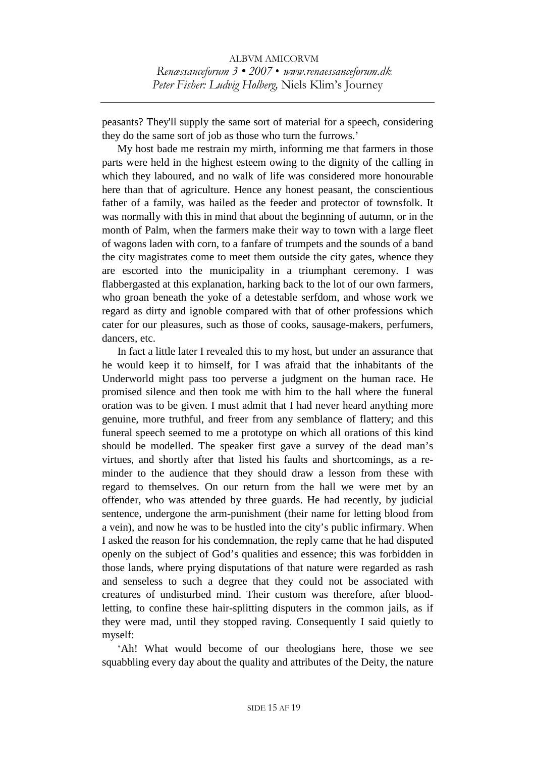peasants? They'll supply the same sort of material for a speech, considering they do the same sort of job as those who turn the furrows.'

My host bade me restrain my mirth, informing me that farmers in those parts were held in the highest esteem owing to the dignity of the calling in which they laboured, and no walk of life was considered more honourable here than that of agriculture. Hence any honest peasant, the conscientious father of a family, was hailed as the feeder and protector of townsfolk. It was normally with this in mind that about the beginning of autumn, or in the month of Palm, when the farmers make their way to town with a large fleet of wagons laden with corn, to a fanfare of trumpets and the sounds of a band the city magistrates come to meet them outside the city gates, whence they are escorted into the municipality in a triumphant ceremony. I was flabbergasted at this explanation, harking back to the lot of our own farmers, who groan beneath the yoke of a detestable serfdom, and whose work we regard as dirty and ignoble compared with that of other professions which cater for our pleasures, such as those of cooks, sausage-makers, perfumers, dancers, etc.

In fact a little later I revealed this to my host, but under an assurance that he would keep it to himself, for I was afraid that the inhabitants of the Underworld might pass too perverse a judgment on the human race. He promised silence and then took me with him to the hall where the funeral oration was to be given. I must admit that I had never heard anything more genuine, more truthful, and freer from any semblance of flattery; and this funeral speech seemed to me a prototype on which all orations of this kind should be modelled. The speaker first gave a survey of the dead man's virtues, and shortly after that listed his faults and shortcomings, as a reminder to the audience that they should draw a lesson from these with regard to themselves. On our return from the hall we were met by an offender, who was attended by three guards. He had recently, by judicial sentence, undergone the arm-punishment (their name for letting blood from a vein), and now he was to be hustled into the city's public infirmary. When I asked the reason for his condemnation, the reply came that he had disputed openly on the subject of God's qualities and essence; this was forbidden in those lands, where prying disputations of that nature were regarded as rash and senseless to such a degree that they could not be associated with creatures of undisturbed mind. Their custom was therefore, after blood-letting, to confine these hair-splitting disputers in the common jails, as if they were mad, until they stopped raving. Consequently I said quietly to myself:

'Ah! What would become of our theologians here, those we see squabbling every day about the quality and attributes of the Deity, the nature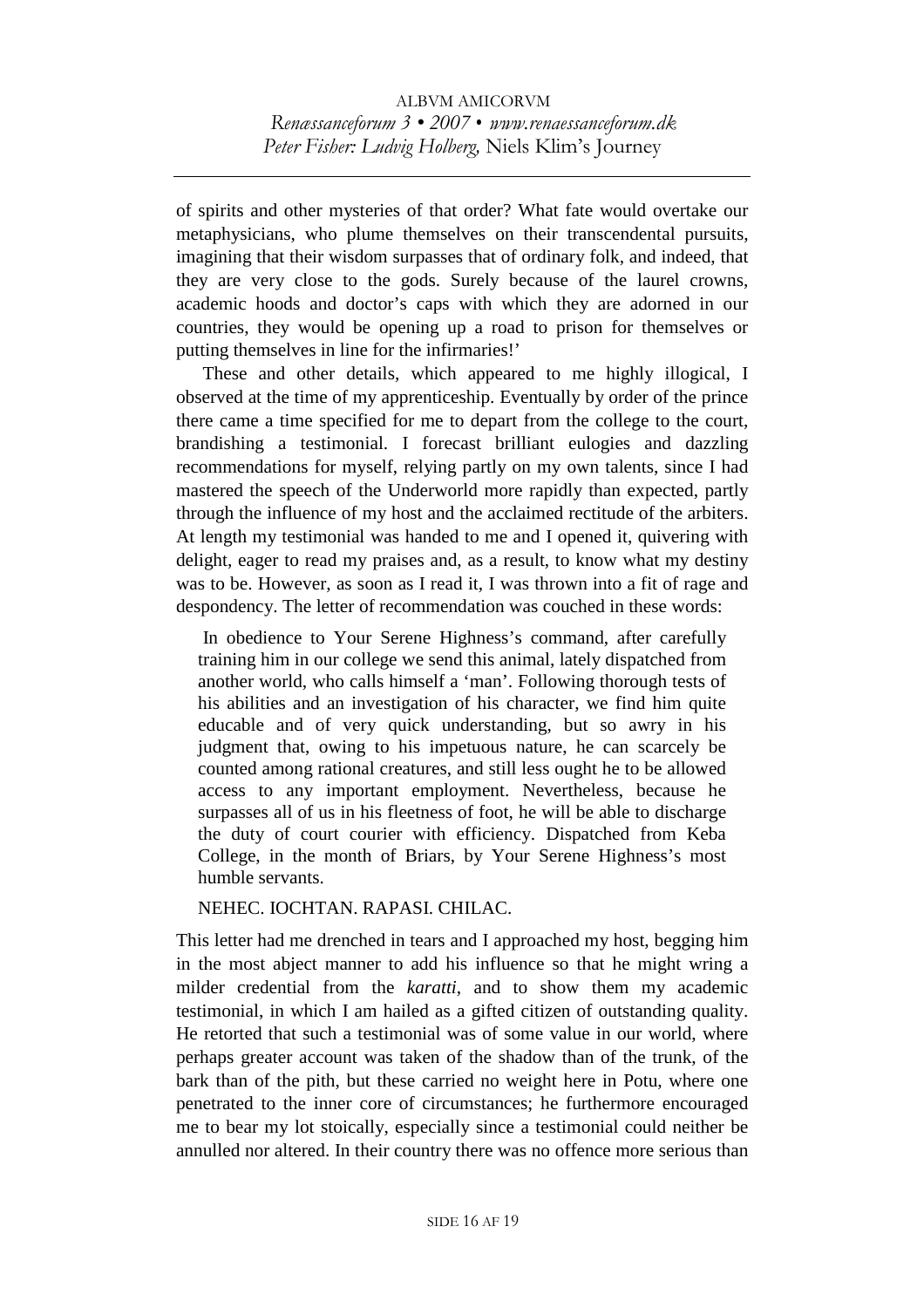of spirits and other mysteries of that order? What fate would overtake our metaphysicians, who plume themselves on their transcendental pursuits, imagining that their wisdom surpasses that of ordinary folk, and indeed, that they are very close to the gods. Surely because of the laurel crowns, academic hoods and doctor's caps with which they are adorned in our countries, they would be opening up a road to prison for themselves or putting themselves in line for the infirmaries!'

These and other details, which appeared to me highly illogical, I observed at the time of my apprenticeship. Eventually by order of the prince there came a time specified for me to depart from the college to the court, brandishing a testimonial. I forecast brilliant eulogies and dazzling recommendations for myself, relying partly on my own talents, since I had mastered the speech of the Underworld more rapidly than expected, partly through the influence of my host and the acclaimed rectitude of the arbiters. At length my testimonial was handed to me and I opened it, quivering with delight, eager to read my praises and, as a result, to know what my destiny was to be. However, as soon as I read it, I was thrown into a fit of rage and despondency. The letter of recommendation was couched in these words:

> In obedience to Your Serene Highness's command, after carefully training him in our college we send this animal, lately dispatched from another world, who calls himself a 'man'. Following thorough tests of his abilities and an investigation of his character, we find him quite educable and of very quick understanding, but so awry in his judgment that, owing to his impetuous nature, he can scarcely be counted among rational creatures, and still less ought he to be allowed access to any important employment. Nevertheless, because he surpasses all of us in his fleetness of foot, he will be able to discharge the duty of court courier with efficiency. Dispatched from Keba College, in the month of Briars, by Your Serene Highness's most humble servants.
>
> NEHEC. IOCHTAN. RAPASI. CHILAC.

This letter had me drenched in tears and I approached my host, begging him in the most abject manner to add his influence so that he might wring a milder credential from the *karatti*, and to show them my academic testimonial, in which I am hailed as a gifted citizen of outstanding quality. He retorted that such a testimonial was of some value in our world, where perhaps greater account was taken of the shadow than of the trunk, of the bark than of the pith, but these carried no weight here in Potu, where one penetrated to the inner core of circumstances; he furthermore encouraged me to bear my lot stoically, especially since a testimonial could neither be annulled nor altered. In their country there was no offence more serious than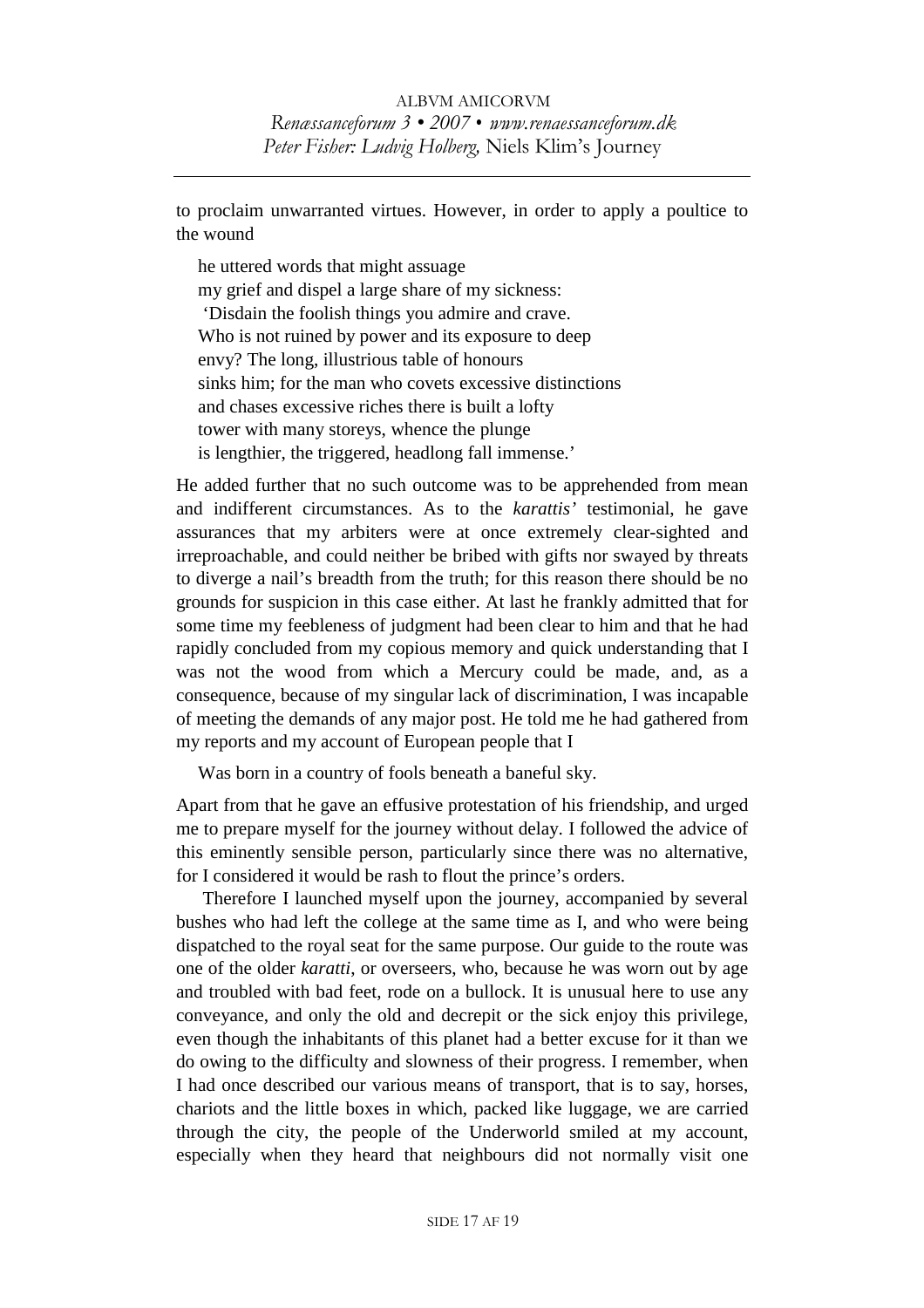to proclaim unwarranted virtues. However, in order to apply a poultice to the wound

> he uttered words that might assuage
> my grief and dispel a large share of my sickness:
> 'Disdain the foolish things you admire and crave.
> Who is not ruined by power and its exposure to deep
> envy? The long, illustrious table of honours
> sinks him; for the man who covets excessive distinctions
> and chases excessive riches there is built a lofty
> tower with many storeys, whence the plunge
> is lengthier, the triggered, headlong fall immense.'

He added further that no such outcome was to be apprehended from mean and indifferent circumstances. As to the *karattis'* testimonial, he gave assurances that my arbiters were at once extremely clear-sighted and irreproachable, and could neither be bribed with gifts nor swayed by threats to diverge a nail's breadth from the truth; for this reason there should be no grounds for suspicion in this case either. At last he frankly admitted that for some time my feebleness of judgment had been clear to him and that he had rapidly concluded from my copious memory and quick understanding that I was not the wood from which a Mercury could be made, and, as a consequence, because of my singular lack of discrimination, I was incapable of meeting the demands of any major post. He told me he had gathered from my reports and my account of European people that I

> Was born in a country of fools beneath a baneful sky.

Apart from that he gave an effusive protestation of his friendship, and urged me to prepare myself for the journey without delay. I followed the advice of this eminently sensible person, particularly since there was no alternative, for I considered it would be rash to flout the prince's orders.

Therefore I launched myself upon the journey, accompanied by several bushes who had left the college at the same time as I, and who were being dispatched to the royal seat for the same purpose. Our guide to the route was one of the older *karatti*, or overseers, who, because he was worn out by age and troubled with bad feet, rode on a bullock. It is unusual here to use any conveyance, and only the old and decrepit or the sick enjoy this privilege, even though the inhabitants of this planet had a better excuse for it than we do owing to the difficulty and slowness of their progress. I remember, when I had once described our various means of transport, that is to say, horses, chariots and the little boxes in which, packed like luggage, we are carried through the city, the people of the Underworld smiled at my account, especially when they heard that neighbours did not normally visit one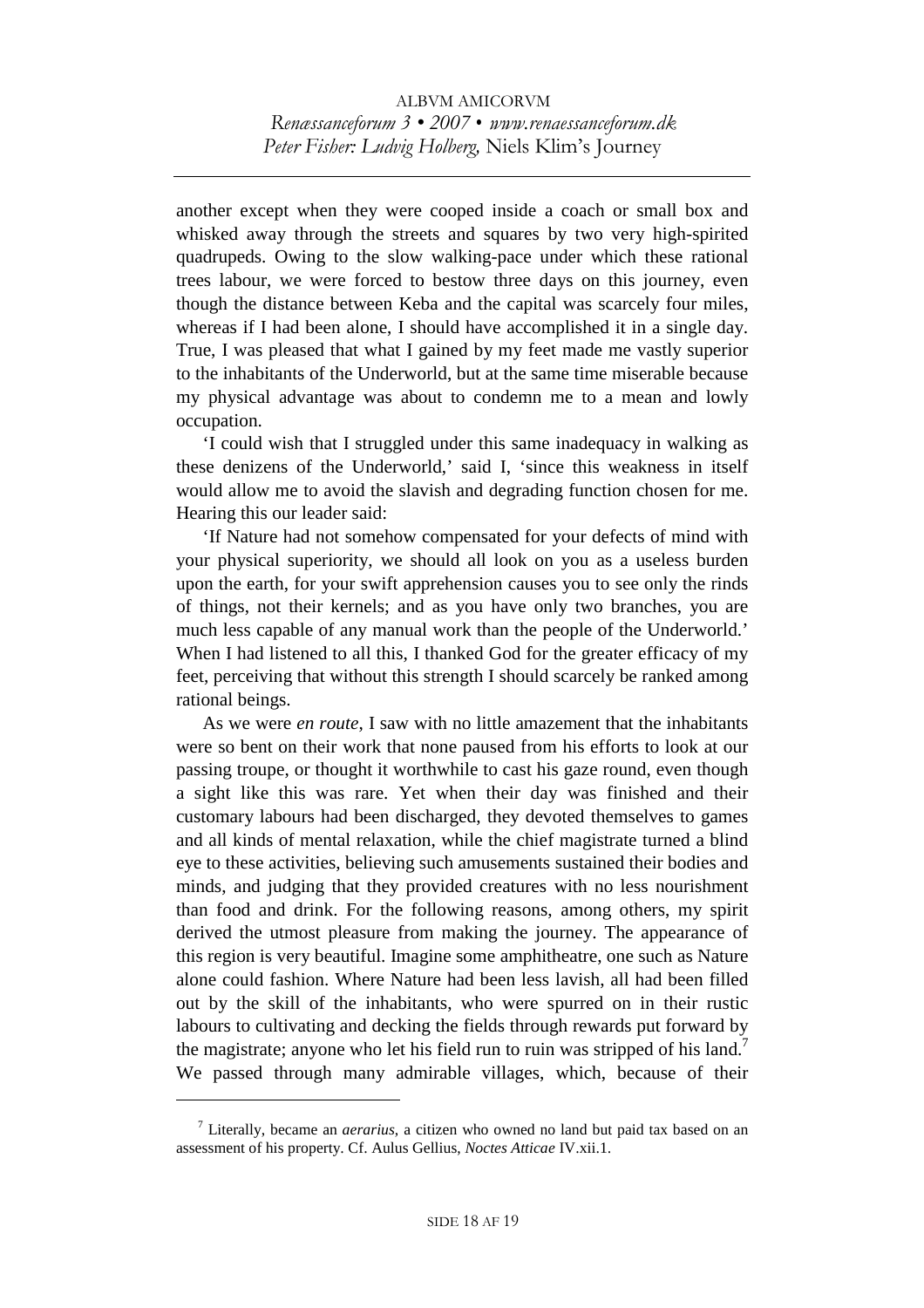another except when they were cooped inside a coach or small box and whisked away through the streets and squares by two very high-spirited quadrupeds. Owing to the slow walking-pace under which these rational trees labour, we were forced to bestow three days on this journey, even though the distance between Keba and the capital was scarcely four miles, whereas if I had been alone, I should have accomplished it in a single day. True, I was pleased that what I gained by my feet made me vastly superior to the inhabitants of the Underworld, but at the same time miserable because my physical advantage was about to condemn me to a mean and lowly occupation.

'I could wish that I struggled under this same inadequacy in walking as these denizens of the Underworld,' said I, 'since this weakness in itself would allow me to avoid the slavish and degrading function chosen for me. Hearing this our leader said:

'If Nature had not somehow compensated for your defects of mind with your physical superiority, we should all look on you as a useless burden upon the earth, for your swift apprehension causes you to see only the rinds of things, not their kernels; and as you have only two branches, you are much less capable of any manual work than the people of the Underworld.' When I had listened to all this, I thanked God for the greater efficacy of my feet, perceiving that without this strength I should scarcely be ranked among rational beings.

As we were *en route*, I saw with no little amazement that the inhabitants were so bent on their work that none paused from his efforts to look at our passing troupe, or thought it worthwhile to cast his gaze round, even though a sight like this was rare. Yet when their day was finished and their customary labours had been discharged, they devoted themselves to games and all kinds of mental relaxation, while the chief magistrate turned a blind eye to these activities, believing such amusements sustained their bodies and minds, and judging that they provided creatures with no less nourishment than food and drink. For the following reasons, among others, my spirit derived the utmost pleasure from making the journey. The appearance of this region is very beautiful. Imagine some amphitheatre, one such as Nature alone could fashion. Where Nature had been less lavish, all had been filled out by the skill of the inhabitants, who were spurred on in their rustic labours to cultivating and decking the fields through rewards put forward by the magistrate; anyone who let his field run to ruin was stripped of his land.[7] We passed through many admirable villages, which, because of their

[7] Literally, became an *aerarius*, a citizen who owned no land but paid tax based on an assessment of his property. Cf. Aulus Gellius, *Noctes Atticae* IV.xii.1.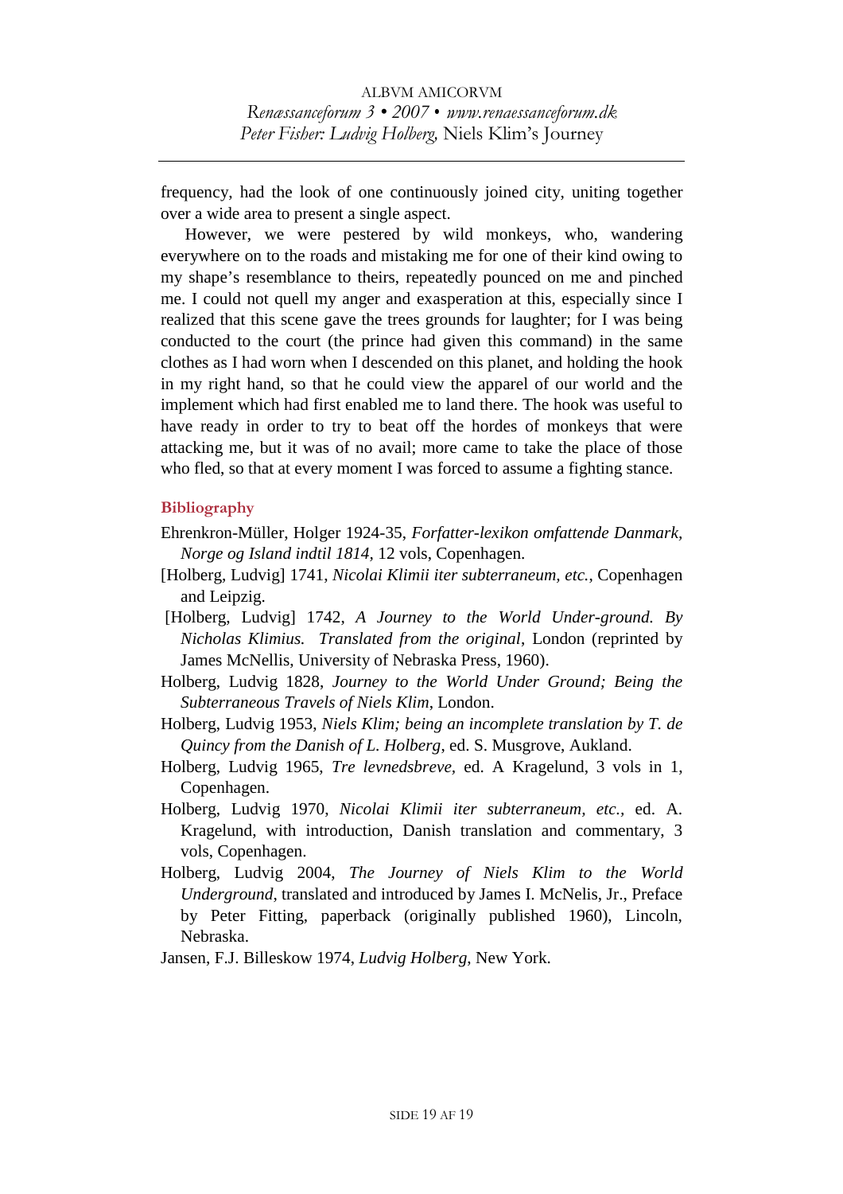frequency, had the look of one continuously joined city, uniting together over a wide area to present a single aspect.

However, we were pestered by wild monkeys, who, wandering everywhere on to the roads and mistaking me for one of their kind owing to my shape's resemblance to theirs, repeatedly pounced on me and pinched me. I could not quell my anger and exasperation at this, especially since I realized that this scene gave the trees grounds for laughter; for I was being conducted to the court (the prince had given this command) in the same clothes as I had worn when I descended on this planet, and holding the hook in my right hand, so that he could view the apparel of our world and the implement which had first enabled me to land there. The hook was useful to have ready in order to try to beat off the hordes of monkeys that were attacking me, but it was of no avail; more came to take the place of those who fled, so that at every moment I was forced to assume a fighting stance.

## Bibliography

Ehrenkron-Müller, Holger 1924-35, *Forfatter-lexikon omfattende Danmark, Norge og Island indtil 1814*, 12 vols, Copenhagen.

[Holberg, Ludvig] 1741, *Nicolai Klimii iter subterraneum, etc.*, Copenhagen and Leipzig.

[Holberg, Ludvig] 1742, *A Journey to the World Under-ground. By Nicholas Klimius. Translated from the original*, London (reprinted by James McNellis, University of Nebraska Press, 1960).

Holberg, Ludvig 1828, *Journey to the World Under Ground; Being the Subterraneous Travels of Niels Klim*, London.

Holberg, Ludvig 1953, *Niels Klim; being an incomplete translation by T. de Quincy from the Danish of L. Holberg*, ed. S. Musgrove, Aukland.

Holberg, Ludvig 1965, *Tre levnedsbreve*, ed. A Kragelund, 3 vols in 1, Copenhagen.

Holberg, Ludvig 1970, *Nicolai Klimii iter subterraneum, etc.*, ed. A. Kragelund, with introduction, Danish translation and commentary, 3 vols, Copenhagen.

Holberg, Ludvig 2004, *The Journey of Niels Klim to the World Underground*, translated and introduced by James I. McNelis, Jr., Preface by Peter Fitting, paperback (originally published 1960), Lincoln, Nebraska.

Jansen, F.J. Billeskow 1974, *Ludvig Holberg*, New York.